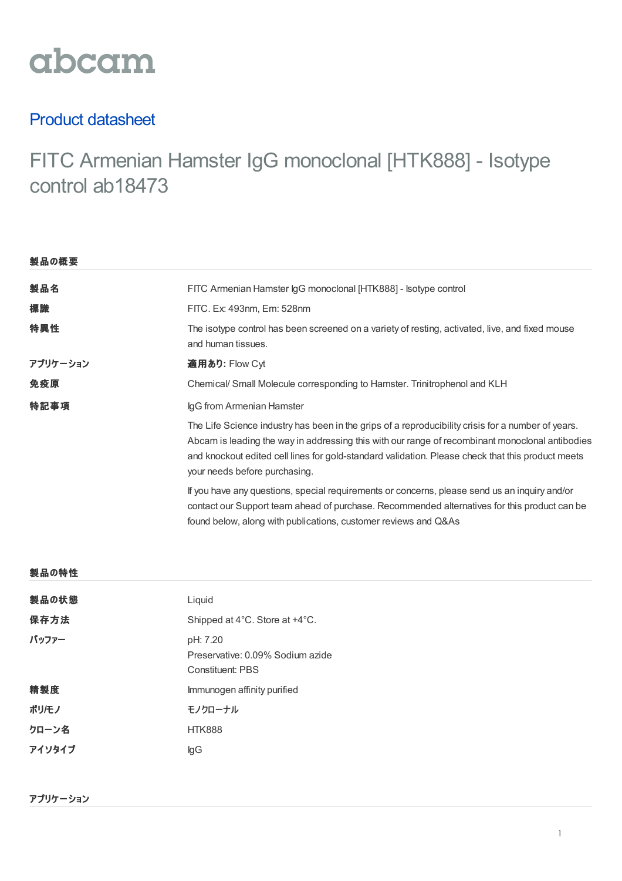abcam

## Product datasheet

# FITC Armenian Hamster IgG monoclonal [HTK888] - Isotype control ab18473

### 製品の概要

| | |
|---|---|
| **製品名** | FITC Armenian Hamster IgG monoclonal [HTK888] - Isotype control |
| **標識** | FITC. Ex: 493nm, Em: 528nm |
| **特異性** | The isotype control has been screened on a variety of resting, activated, live, and fixed mouse and human tissues. |
| **アプリケーション** | **適用あり:** Flow Cyt |
| **免疫原** | Chemical/ Small Molecule corresponding to Hamster. Trinitrophenol and KLH |
| **特記事項** | IgG from Armenian Hamster<br><br>The Life Science industry has been in the grips of a reproducibility crisis for a number of years. Abcam is leading the way in addressing this with our range of recombinant monoclonal antibodies and knockout edited cell lines for gold-standard validation. Please check that this product meets your needs before purchasing.<br><br>If you have any questions, special requirements or concerns, please send us an inquiry and/or contact our Support team ahead of purchase. Recommended alternatives for this product can be found below, along with publications, customer reviews and Q&As |

### 製品の特性

| | |
|---|---|
| **製品の状態** | Liquid |
| **保存方法** | Shipped at 4°C. Store at +4°C. |
| **バッファー** | pH: 7.20<br>Preservative: 0.09% Sodium azide<br>Constituent: PBS |
| **精製度** | Immunogen affinity purified |
| **ポリ/モノ** | モノクローナル |
| **クローン名** | HTK888 |
| **アイソタイプ** | IgG |

### アプリケーション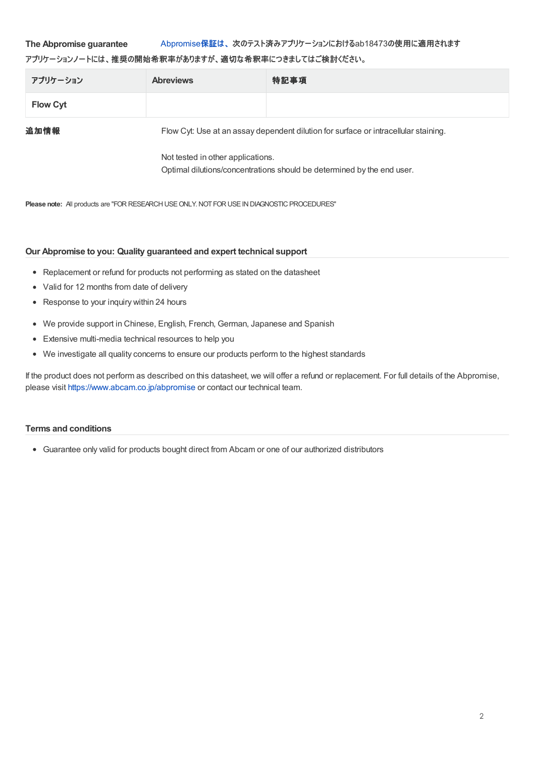**The Abpromise guarantee** Abpromise保証は、次のテスト済みアプリケーションにおけるab18473の使用に適用されます

アプリケーションノートには、推奨の開始希釈率がありますが、適切な希釈率につきましてはご検討ください。

| アプリケーション | Abreviews | 特記事項 |
| --- | --- | --- |
| Flow Cyt | | |

**追加情報**

Flow Cyt: Use at an assay dependent dilution for surface or intracellular staining.

Not tested in other applications.
Optimal dilutions/concentrations should be determined by the end user.

**Please note:** All products are "FOR RESEARCH USE ONLY. NOT FOR USE IN DIAGNOSTIC PROCEDURES"

### Our Abpromise to you: Quality guaranteed and expert technical support

- Replacement or refund for products not performing as stated on the datasheet
- Valid for 12 months from date of delivery
- Response to your inquiry within 24 hours

- We provide support in Chinese, English, French, German, Japanese and Spanish
- Extensive multi-media technical resources to help you
- We investigate all quality concerns to ensure our products perform to the highest standards

If the product does not perform as described on this datasheet, we will offer a refund or replacement. For full details of the Abpromise, please visit https://www.abcam.co.jp/abpromise or contact our technical team.

### Terms and conditions

- Guarantee only valid for products bought direct from Abcam or one of our authorized distributors